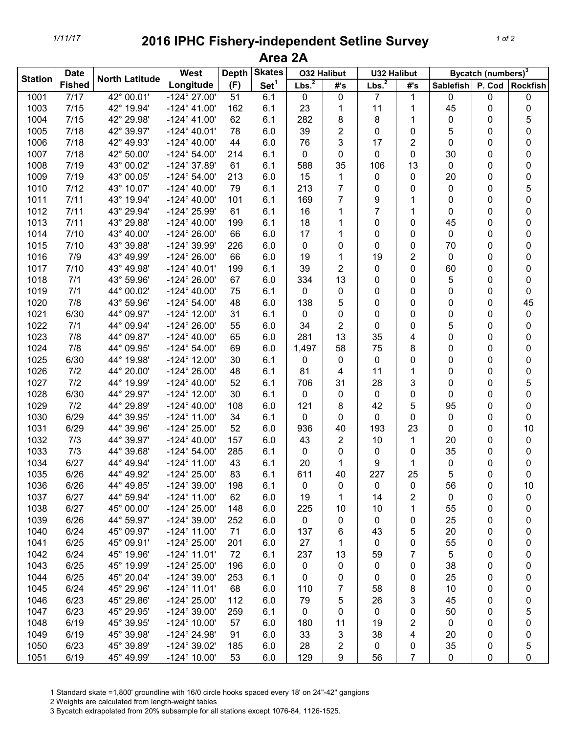# 2016 IPHC Fishery-independent Setline Survey

## Area 2A

| Station | Date Fished | North Latitude | West Longitude | Depth (F) | Skates Set[1] | O32 Halibut | | U32 Halibut | | Bycatch (numbers)[3] | | |
|---|---|---|---|---|---|---|---|---|---|---|---|---|
| | | | | | | Lbs.[2] | #'s | Lbs.[2] | #'s | Sablefish | P. Cod | Rockfish |
| 1001 | 7/17 | 42° 00.01' | -124° 27.00' | 51 | 6.1 | 0 | 0 | 7 | 1 | 0 | 0 | 0 |
| 1003 | 7/15 | 42° 19.94' | -124° 41.00' | 162 | 6.1 | 23 | 1 | 11 | 1 | 45 | 0 | 0 |
| 1004 | 7/15 | 42° 29.98' | -124° 41.00' | 62 | 6.1 | 282 | 8 | 8 | 1 | 0 | 0 | 5 |
| 1005 | 7/18 | 42° 39.97' | -124° 40.01' | 78 | 6.0 | 39 | 2 | 0 | 0 | 5 | 0 | 0 |
| 1006 | 7/18 | 42° 49.93' | -124° 40.00' | 44 | 6.0 | 76 | 3 | 17 | 2 | 0 | 0 | 0 |
| 1007 | 7/18 | 42° 50.00' | -124° 54.00' | 214 | 6.1 | 0 | 0 | 0 | 0 | 30 | 0 | 0 |
| 1008 | 7/19 | 43° 00.02' | -124° 37.89' | 61 | 6.1 | 588 | 35 | 106 | 13 | 0 | 0 | 0 |
| 1009 | 7/19 | 43° 00.05' | -124° 54.00' | 213 | 6.0 | 15 | 1 | 0 | 0 | 20 | 0 | 0 |
| 1010 | 7/12 | 43° 10.07' | -124° 40.00' | 79 | 6.1 | 213 | 7 | 0 | 0 | 0 | 0 | 5 |
| 1011 | 7/11 | 43° 19.94' | -124° 40.00' | 101 | 6.1 | 169 | 7 | 9 | 1 | 0 | 0 | 0 |
| 1012 | 7/11 | 43° 29.94' | -124° 25.99' | 61 | 6.1 | 16 | 1 | 7 | 1 | 0 | 0 | 0 |
| 1013 | 7/11 | 43° 29.88' | -124° 40.00' | 199 | 6.1 | 18 | 1 | 0 | 0 | 45 | 0 | 0 |
| 1014 | 7/10 | 43° 40.00' | -124° 26.00' | 66 | 6.0 | 17 | 1 | 0 | 0 | 0 | 0 | 0 |
| 1015 | 7/10 | 43° 39.88' | -124° 39.99' | 226 | 6.0 | 0 | 0 | 0 | 0 | 70 | 0 | 0 |
| 1016 | 7/9 | 43° 49.99' | -124° 26.00' | 66 | 6.0 | 19 | 1 | 19 | 2 | 0 | 0 | 0 |
| 1017 | 7/10 | 43° 49.98' | -124° 40.01' | 199 | 6.1 | 39 | 2 | 0 | 0 | 60 | 0 | 0 |
| 1018 | 7/1 | 43° 59.96' | -124° 26.00' | 67 | 6.0 | 334 | 13 | 0 | 0 | 5 | 0 | 0 |
| 1019 | 7/1 | 44° 00.02' | -124° 40.00' | 75 | 6.1 | 0 | 0 | 0 | 0 | 0 | 0 | 0 |
| 1020 | 7/8 | 43° 59.96' | -124° 54.00' | 48 | 6.0 | 138 | 5 | 0 | 0 | 0 | 0 | 45 |
| 1021 | 6/30 | 44° 09.97' | -124° 12.00' | 31 | 6.1 | 0 | 0 | 0 | 0 | 0 | 0 | 0 |
| 1022 | 7/1 | 44° 09.94' | -124° 26.00' | 55 | 6.0 | 34 | 2 | 0 | 0 | 5 | 0 | 0 |
| 1023 | 7/8 | 44° 09.87' | -124° 40.00' | 65 | 6.0 | 281 | 13 | 35 | 4 | 0 | 0 | 0 |
| 1024 | 7/8 | 44° 09.95' | -124° 54.00' | 69 | 6.0 | 1,497 | 58 | 75 | 8 | 0 | 0 | 0 |
| 1025 | 6/30 | 44° 19.98' | -124° 12.00' | 30 | 6.1 | 0 | 0 | 0 | 0 | 0 | 0 | 0 |
| 1026 | 7/2 | 44° 20.00' | -124° 26.00' | 48 | 6.1 | 81 | 4 | 11 | 1 | 0 | 0 | 0 |
| 1027 | 7/2 | 44° 19.99' | -124° 40.00' | 52 | 6.1 | 706 | 31 | 28 | 3 | 0 | 0 | 5 |
| 1028 | 6/30 | 44° 29.97' | -124° 12.00' | 30 | 6.1 | 0 | 0 | 0 | 0 | 0 | 0 | 0 |
| 1029 | 7/2 | 44° 29.89' | -124° 40.00' | 108 | 6.0 | 121 | 8 | 42 | 5 | 95 | 0 | 0 |
| 1030 | 6/29 | 44° 39.95' | -124° 11.00' | 34 | 6.1 | 0 | 0 | 0 | 0 | 0 | 0 | 0 |
| 1031 | 6/29 | 44° 39.96' | -124° 25.00' | 52 | 6.0 | 936 | 40 | 193 | 23 | 0 | 0 | 10 |
| 1032 | 7/3 | 44° 39.97' | -124° 40.00' | 157 | 6.0 | 43 | 2 | 10 | 1 | 20 | 0 | 0 |
| 1033 | 7/3 | 44° 39.68' | -124° 54.00' | 285 | 6.1 | 0 | 0 | 0 | 0 | 35 | 0 | 0 |
| 1034 | 6/27 | 44° 49.94' | -124° 11.00' | 43 | 6.1 | 20 | 1 | 9 | 1 | 0 | 0 | 0 |
| 1035 | 6/26 | 44° 49.92' | -124° 25.00' | 83 | 6.1 | 611 | 40 | 227 | 25 | 5 | 0 | 0 |
| 1036 | 6/26 | 44° 49.85' | -124° 39.00' | 198 | 6.1 | 0 | 0 | 0 | 0 | 56 | 0 | 10 |
| 1037 | 6/27 | 44° 59.94' | -124° 11.00' | 62 | 6.0 | 19 | 1 | 14 | 2 | 0 | 0 | 0 |
| 1038 | 6/27 | 45° 00.00' | -124° 25.00' | 148 | 6.0 | 225 | 10 | 10 | 1 | 55 | 0 | 0 |
| 1039 | 6/26 | 44° 59.97' | -124° 39.00' | 252 | 6.0 | 0 | 0 | 0 | 0 | 25 | 0 | 0 |
| 1040 | 6/24 | 45° 09.97' | -124° 11.00' | 71 | 6.0 | 137 | 6 | 43 | 5 | 20 | 0 | 0 |
| 1041 | 6/25 | 45° 09.91' | -124° 25.00' | 201 | 6.0 | 27 | 1 | 0 | 0 | 55 | 0 | 0 |
| 1042 | 6/24 | 45° 19.96' | -124° 11.01' | 72 | 6.1 | 237 | 13 | 59 | 7 | 5 | 0 | 0 |
| 1043 | 6/25 | 45° 19.99' | -124° 25.00' | 196 | 6.0 | 0 | 0 | 0 | 0 | 38 | 0 | 0 |
| 1044 | 6/25 | 45° 20.04' | -124° 39.00' | 253 | 6.1 | 0 | 0 | 0 | 0 | 25 | 0 | 0 |
| 1045 | 6/24 | 45° 29.96' | -124° 11.01' | 68 | 6.0 | 110 | 7 | 58 | 8 | 10 | 0 | 0 |
| 1046 | 6/23 | 45° 29.86' | -124° 25.00' | 112 | 6.0 | 79 | 5 | 26 | 3 | 45 | 0 | 0 |
| 1047 | 6/23 | 45° 29.95' | -124° 39.00' | 259 | 6.1 | 0 | 0 | 0 | 0 | 50 | 0 | 5 |
| 1048 | 6/19 | 45° 39.95' | -124° 10.00' | 57 | 6.0 | 180 | 11 | 19 | 2 | 0 | 0 | 0 |
| 1049 | 6/19 | 45° 39.98' | -124° 24.98' | 91 | 6.0 | 33 | 3 | 38 | 4 | 20 | 0 | 0 |
| 1050 | 6/23 | 45° 39.89' | -124° 39.02' | 185 | 6.0 | 28 | 2 | 0 | 0 | 35 | 0 | 5 |
| 1051 | 6/19 | 45° 49.99' | -124° 10.00' | 53 | 6.0 | 129 | 9 | 56 | 7 | 0 | 0 | 0 |

1 Standard skate =1,800' groundline with 16/0 circle hooks spaced every 18' on 24"-42" gangions

2 Weights are calculated from length-weight tables

3 Bycatch extrapolated from 20% subsample for all stations except 1076-84, 1126-1525.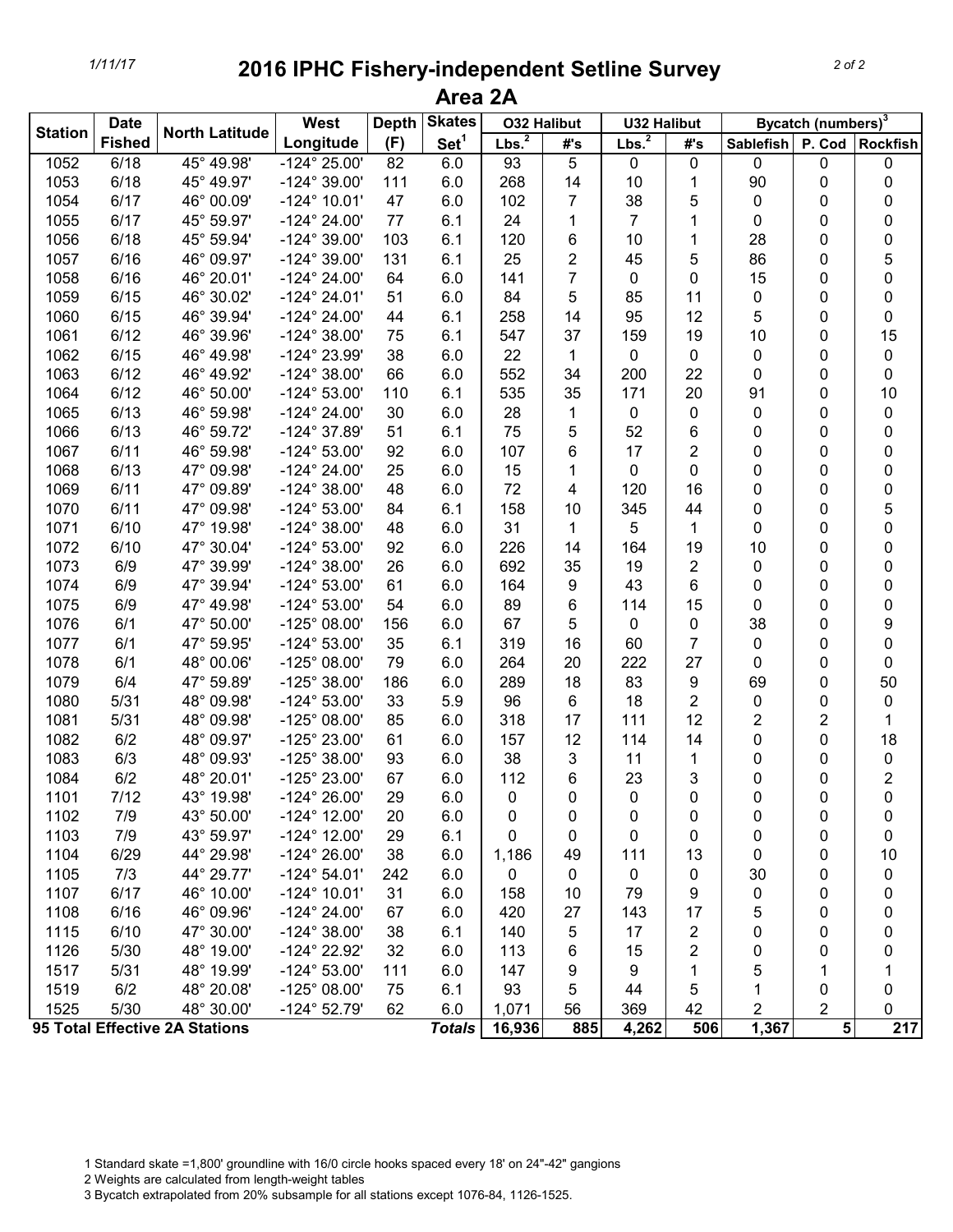1/11/17

# 2016 IPHC Fishery-independent Setline Survey
## Area 2A

| Station | Date Fished | North Latitude | West Longitude | Depth (F) | Skates Set[1] | O32 Halibut | | U32 Halibut | | Bycatch (numbers)[3] | | |
|---|---|---|---|---|---|---|---|---|---|---|---|---|
| | | | | | | Lbs.[2] | #'s | Lbs.[2] | #'s | Sablefish | P. Cod | Rockfish |
| 1052 | 6/18 | 45° 49.98' | -124° 25.00' | 82 | 6.0 | 93 | 5 | 0 | 0 | 0 | 0 | 0 |
| 1053 | 6/18 | 45° 49.97' | -124° 39.00' | 111 | 6.0 | 268 | 14 | 10 | 1 | 90 | 0 | 0 |
| 1054 | 6/17 | 46° 00.09' | -124° 10.01' | 47 | 6.0 | 102 | 7 | 38 | 5 | 0 | 0 | 0 |
| 1055 | 6/17 | 45° 59.97' | -124° 24.00' | 77 | 6.1 | 24 | 1 | 7 | 1 | 0 | 0 | 0 |
| 1056 | 6/18 | 45° 59.94' | -124° 39.00' | 103 | 6.1 | 120 | 6 | 10 | 1 | 28 | 0 | 0 |
| 1057 | 6/16 | 46° 09.97' | -124° 39.00' | 131 | 6.1 | 25 | 2 | 45 | 5 | 86 | 0 | 5 |
| 1058 | 6/16 | 46° 20.01' | -124° 24.00' | 64 | 6.0 | 141 | 7 | 0 | 0 | 15 | 0 | 0 |
| 1059 | 6/15 | 46° 30.02' | -124° 24.01' | 51 | 6.0 | 84 | 5 | 85 | 11 | 0 | 0 | 0 |
| 1060 | 6/15 | 46° 39.94' | -124° 24.00' | 44 | 6.1 | 258 | 14 | 95 | 12 | 5 | 0 | 0 |
| 1061 | 6/12 | 46° 39.96' | -124° 38.00' | 75 | 6.1 | 547 | 37 | 159 | 19 | 10 | 0 | 15 |
| 1062 | 6/15 | 46° 49.98' | -124° 23.99' | 38 | 6.0 | 22 | 1 | 0 | 0 | 0 | 0 | 0 |
| 1063 | 6/12 | 46° 49.92' | -124° 38.00' | 66 | 6.0 | 552 | 34 | 200 | 22 | 0 | 0 | 0 |
| 1064 | 6/12 | 46° 50.00' | -124° 53.00' | 110 | 6.1 | 535 | 35 | 171 | 20 | 91 | 0 | 10 |
| 1065 | 6/13 | 46° 59.98' | -124° 24.00' | 30 | 6.0 | 28 | 1 | 0 | 0 | 0 | 0 | 0 |
| 1066 | 6/13 | 46° 59.72' | -124° 37.89' | 51 | 6.1 | 75 | 5 | 52 | 6 | 0 | 0 | 0 |
| 1067 | 6/11 | 46° 59.98' | -124° 53.00' | 92 | 6.0 | 107 | 6 | 17 | 2 | 0 | 0 | 0 |
| 1068 | 6/13 | 47° 09.98' | -124° 24.00' | 25 | 6.0 | 15 | 1 | 0 | 0 | 0 | 0 | 0 |
| 1069 | 6/11 | 47° 09.89' | -124° 38.00' | 48 | 6.0 | 72 | 4 | 120 | 16 | 0 | 0 | 0 |
| 1070 | 6/11 | 47° 09.98' | -124° 53.00' | 84 | 6.1 | 158 | 10 | 345 | 44 | 0 | 0 | 5 |
| 1071 | 6/10 | 47° 19.98' | -124° 38.00' | 48 | 6.0 | 31 | 1 | 5 | 1 | 0 | 0 | 0 |
| 1072 | 6/10 | 47° 30.04' | -124° 53.00' | 92 | 6.0 | 226 | 14 | 164 | 19 | 10 | 0 | 0 |
| 1073 | 6/9 | 47° 39.99' | -124° 38.00' | 26 | 6.0 | 692 | 35 | 19 | 2 | 0 | 0 | 0 |
| 1074 | 6/9 | 47° 39.94' | -124° 53.00' | 61 | 6.0 | 164 | 9 | 43 | 6 | 0 | 0 | 0 |
| 1075 | 6/9 | 47° 49.98' | -124° 53.00' | 54 | 6.0 | 89 | 6 | 114 | 15 | 0 | 0 | 0 |
| 1076 | 6/1 | 47° 50.00' | -125° 08.00' | 156 | 6.0 | 67 | 5 | 0 | 0 | 38 | 0 | 9 |
| 1077 | 6/1 | 47° 59.95' | -124° 53.00' | 35 | 6.1 | 319 | 16 | 60 | 7 | 0 | 0 | 0 |
| 1078 | 6/1 | 48° 00.06' | -125° 08.00' | 79 | 6.0 | 264 | 20 | 222 | 27 | 0 | 0 | 0 |
| 1079 | 6/4 | 47° 59.89' | -125° 38.00' | 186 | 6.0 | 289 | 18 | 83 | 9 | 69 | 0 | 50 |
| 1080 | 5/31 | 48° 09.98' | -124° 53.00' | 33 | 5.9 | 96 | 6 | 18 | 2 | 0 | 0 | 0 |
| 1081 | 5/31 | 48° 09.98' | -125° 08.00' | 85 | 6.0 | 318 | 17 | 111 | 12 | 2 | 2 | 1 |
| 1082 | 6/2 | 48° 09.97' | -125° 23.00' | 61 | 6.0 | 157 | 12 | 114 | 14 | 0 | 0 | 18 |
| 1083 | 6/3 | 48° 09.93' | -125° 38.00' | 93 | 6.0 | 38 | 3 | 11 | 1 | 0 | 0 | 0 |
| 1084 | 6/2 | 48° 20.01' | -125° 23.00' | 67 | 6.0 | 112 | 6 | 23 | 3 | 0 | 0 | 2 |
| 1101 | 7/12 | 43° 19.98' | -124° 26.00' | 29 | 6.0 | 0 | 0 | 0 | 0 | 0 | 0 | 0 |
| 1102 | 7/9 | 43° 50.00' | -124° 12.00' | 20 | 6.0 | 0 | 0 | 0 | 0 | 0 | 0 | 0 |
| 1103 | 7/9 | 43° 59.97' | -124° 12.00' | 29 | 6.1 | 0 | 0 | 0 | 0 | 0 | 0 | 0 |
| 1104 | 6/29 | 44° 29.98' | -124° 26.00' | 38 | 6.0 | 1,186 | 49 | 111 | 13 | 0 | 0 | 10 |
| 1105 | 7/3 | 44° 29.77' | -124° 54.01' | 242 | 6.0 | 0 | 0 | 0 | 0 | 30 | 0 | 0 |
| 1107 | 6/17 | 46° 10.00' | -124° 10.01' | 31 | 6.0 | 158 | 10 | 79 | 9 | 0 | 0 | 0 |
| 1108 | 6/16 | 46° 09.96' | -124° 24.00' | 67 | 6.0 | 420 | 27 | 143 | 17 | 5 | 0 | 0 |
| 1115 | 6/10 | 47° 30.00' | -124° 38.00' | 38 | 6.1 | 140 | 5 | 17 | 2 | 0 | 0 | 0 |
| 1126 | 5/30 | 48° 19.00' | -124° 22.92' | 32 | 6.0 | 113 | 6 | 15 | 2 | 0 | 0 | 0 |
| 1517 | 5/31 | 48° 19.99' | -124° 53.00' | 111 | 6.0 | 147 | 9 | 9 | 1 | 5 | 1 | 1 |
| 1519 | 6/2 | 48° 20.08' | -125° 08.00' | 75 | 6.1 | 93 | 5 | 44 | 5 | 1 | 0 | 0 |
| 1525 | 5/30 | 48° 30.00' | -124° 52.79' | 62 | 6.0 | 1,071 | 56 | 369 | 42 | 2 | 2 | 0 |
| **95 Total Effective 2A Stations** | | | | | ***Totals*** | **16,936** | **885** | **4,262** | **506** | **1,367** | **5** | **217** |

1 Standard skate =1,800' groundline with 16/0 circle hooks spaced every 18' on 24"-42" gangions

2 Weights are calculated from length-weight tables

3 Bycatch extrapolated from 20% subsample for all stations except 1076-84, 1126-1525.